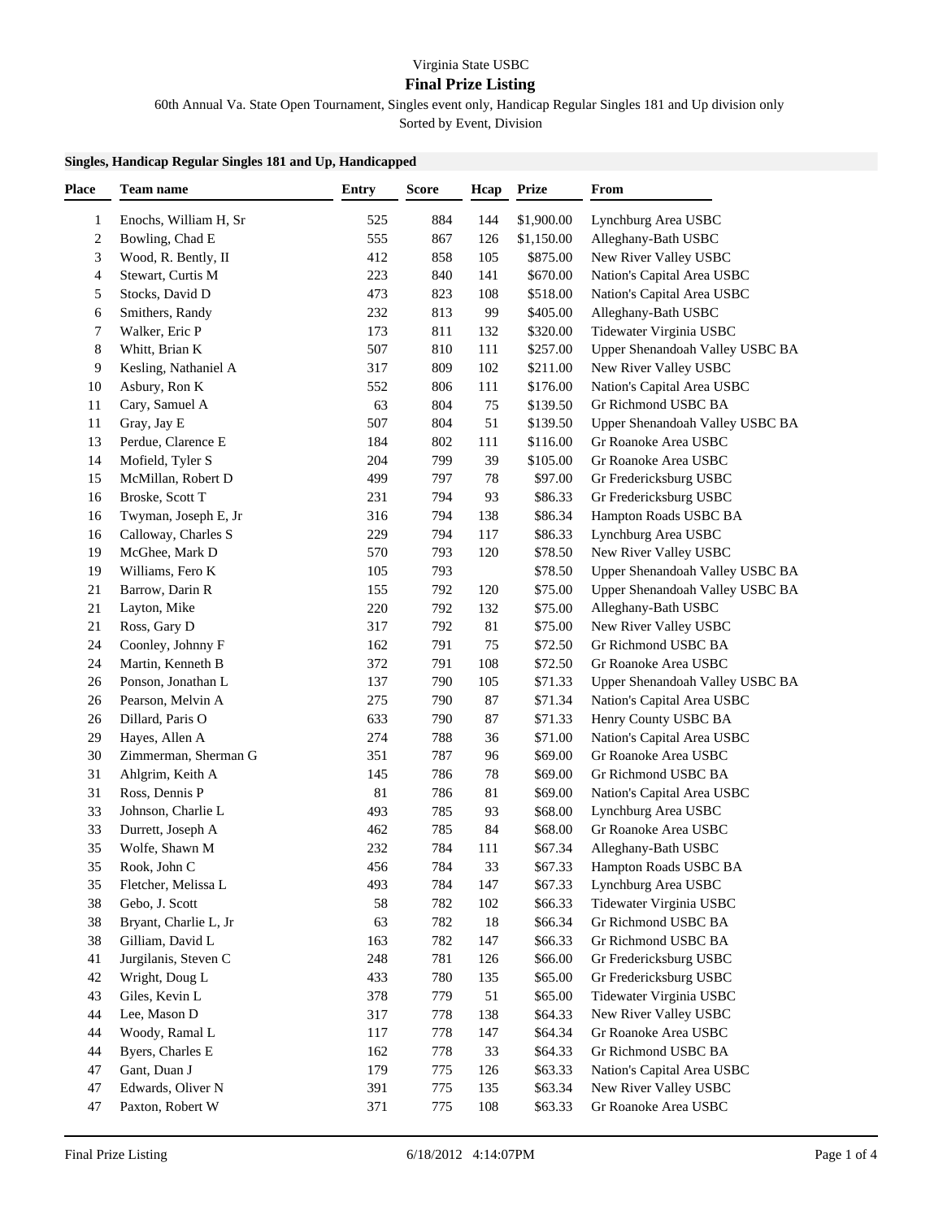Virginia State USBC

## Final Prize Listing

60th Annual Va. State Open Tournament, Singles event only, Handicap Regular Singles 181 and Up division only

Sorted by Event, Division

**Singles, Handicap Regular Singles 181 and Up, Handicapped**

| Place | Team name | Entry | Score | Hcap | Prize | From |
|---|---|---|---|---|---|---|
| 1 | Enochs, William H, Sr | 525 | 884 | 144 | $1,900.00 | Lynchburg Area USBC |
| 2 | Bowling, Chad E | 555 | 867 | 126 | $1,150.00 | Alleghany-Bath USBC |
| 3 | Wood, R. Bently, II | 412 | 858 | 105 | $875.00 | New River Valley USBC |
| 4 | Stewart, Curtis M | 223 | 840 | 141 | $670.00 | Nation's Capital Area USBC |
| 5 | Stocks, David D | 473 | 823 | 108 | $518.00 | Nation's Capital Area USBC |
| 6 | Smithers, Randy | 232 | 813 | 99 | $405.00 | Alleghany-Bath USBC |
| 7 | Walker, Eric P | 173 | 811 | 132 | $320.00 | Tidewater Virginia USBC |
| 8 | Whitt, Brian K | 507 | 810 | 111 | $257.00 | Upper Shenandoah Valley USBC BA |
| 9 | Kesling, Nathaniel A | 317 | 809 | 102 | $211.00 | New River Valley USBC |
| 10 | Asbury, Ron K | 552 | 806 | 111 | $176.00 | Nation's Capital Area USBC |
| 11 | Cary, Samuel A | 63 | 804 | 75 | $139.50 | Gr Richmond USBC BA |
| 11 | Gray, Jay E | 507 | 804 | 51 | $139.50 | Upper Shenandoah Valley USBC BA |
| 13 | Perdue, Clarence E | 184 | 802 | 111 | $116.00 | Gr Roanoke Area USBC |
| 14 | Mofield, Tyler S | 204 | 799 | 39 | $105.00 | Gr Roanoke Area USBC |
| 15 | McMillan, Robert D | 499 | 797 | 78 | $97.00 | Gr Fredericksburg USBC |
| 16 | Broske, Scott T | 231 | 794 | 93 | $86.33 | Gr Fredericksburg USBC |
| 16 | Twyman, Joseph E, Jr | 316 | 794 | 138 | $86.34 | Hampton Roads USBC BA |
| 16 | Calloway, Charles S | 229 | 794 | 117 | $86.33 | Lynchburg Area USBC |
| 19 | McGhee, Mark D | 570 | 793 | 120 | $78.50 | New River Valley USBC |
| 19 | Williams, Fero K | 105 | 793 | | $78.50 | Upper Shenandoah Valley USBC BA |
| 21 | Barrow, Darin R | 155 | 792 | 120 | $75.00 | Upper Shenandoah Valley USBC BA |
| 21 | Layton, Mike | 220 | 792 | 132 | $75.00 | Alleghany-Bath USBC |
| 21 | Ross, Gary D | 317 | 792 | 81 | $75.00 | New River Valley USBC |
| 24 | Coonley, Johnny F | 162 | 791 | 75 | $72.50 | Gr Richmond USBC BA |
| 24 | Martin, Kenneth B | 372 | 791 | 108 | $72.50 | Gr Roanoke Area USBC |
| 26 | Ponson, Jonathan L | 137 | 790 | 105 | $71.33 | Upper Shenandoah Valley USBC BA |
| 26 | Pearson, Melvin A | 275 | 790 | 87 | $71.34 | Nation's Capital Area USBC |
| 26 | Dillard, Paris O | 633 | 790 | 87 | $71.33 | Henry County USBC BA |
| 29 | Hayes, Allen A | 274 | 788 | 36 | $71.00 | Nation's Capital Area USBC |
| 30 | Zimmerman, Sherman G | 351 | 787 | 96 | $69.00 | Gr Roanoke Area USBC |
| 31 | Ahlgrim, Keith A | 145 | 786 | 78 | $69.00 | Gr Richmond USBC BA |
| 31 | Ross, Dennis P | 81 | 786 | 81 | $69.00 | Nation's Capital Area USBC |
| 33 | Johnson, Charlie L | 493 | 785 | 93 | $68.00 | Lynchburg Area USBC |
| 33 | Durrett, Joseph A | 462 | 785 | 84 | $68.00 | Gr Roanoke Area USBC |
| 35 | Wolfe, Shawn M | 232 | 784 | 111 | $67.34 | Alleghany-Bath USBC |
| 35 | Rook, John C | 456 | 784 | 33 | $67.33 | Hampton Roads USBC BA |
| 35 | Fletcher, Melissa L | 493 | 784 | 147 | $67.33 | Lynchburg Area USBC |
| 38 | Gebo, J. Scott | 58 | 782 | 102 | $66.33 | Tidewater Virginia USBC |
| 38 | Bryant, Charlie L, Jr | 63 | 782 | 18 | $66.34 | Gr Richmond USBC BA |
| 38 | Gilliam, David L | 163 | 782 | 147 | $66.33 | Gr Richmond USBC BA |
| 41 | Jurgilanis, Steven C | 248 | 781 | 126 | $66.00 | Gr Fredericksburg USBC |
| 42 | Wright, Doug L | 433 | 780 | 135 | $65.00 | Gr Fredericksburg USBC |
| 43 | Giles, Kevin L | 378 | 779 | 51 | $65.00 | Tidewater Virginia USBC |
| 44 | Lee, Mason D | 317 | 778 | 138 | $64.33 | New River Valley USBC |
| 44 | Woody, Ramal L | 117 | 778 | 147 | $64.34 | Gr Roanoke Area USBC |
| 44 | Byers, Charles E | 162 | 778 | 33 | $64.33 | Gr Richmond USBC BA |
| 47 | Gant, Duan J | 179 | 775 | 126 | $63.33 | Nation's Capital Area USBC |
| 47 | Edwards, Oliver N | 391 | 775 | 135 | $63.34 | New River Valley USBC |
| 47 | Paxton, Robert W | 371 | 775 | 108 | $63.33 | Gr Roanoke Area USBC |

Final Prize Listing 6/18/2012 4:14:07PM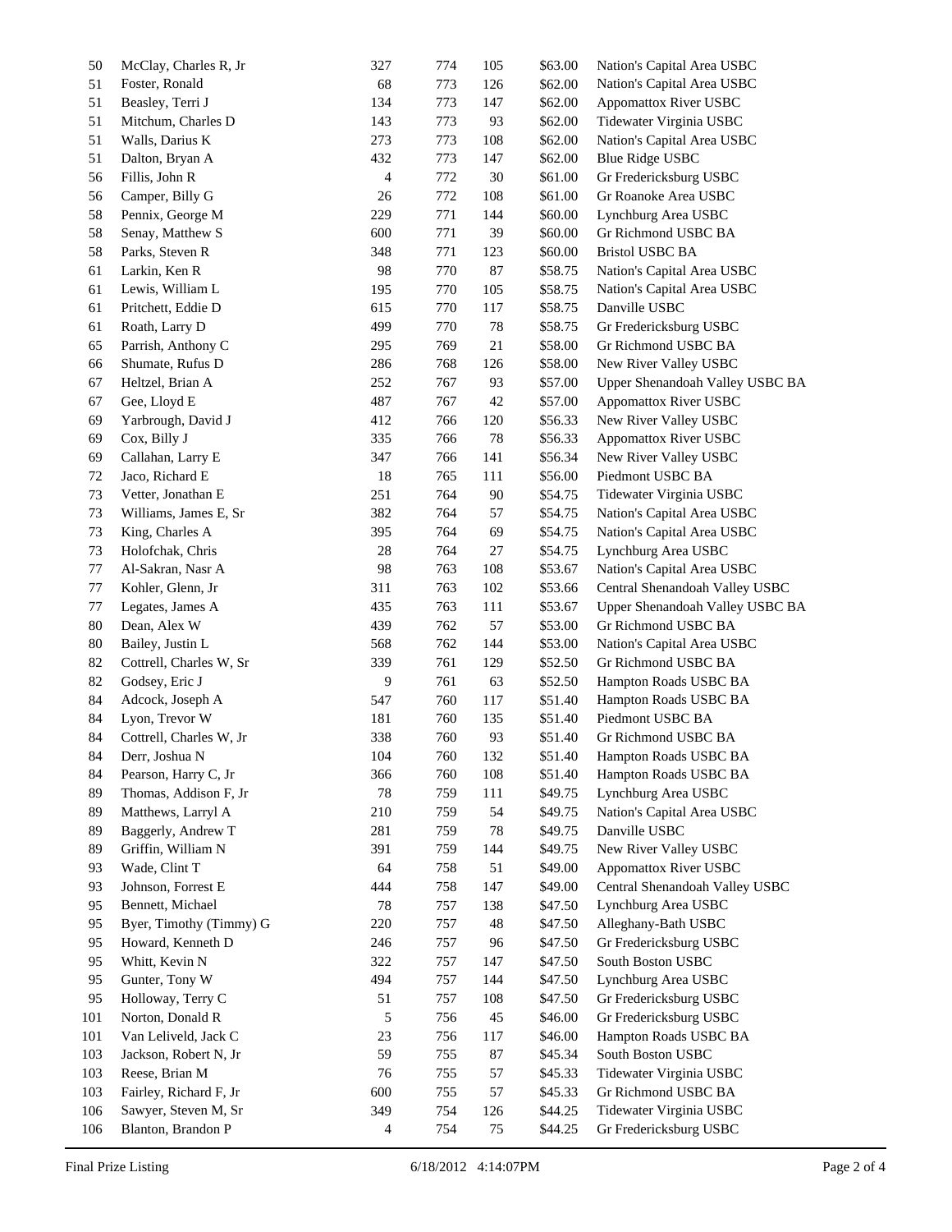| | | | | | | |
|---|---|---|---|---|---|---|
| 50 | McClay, Charles R, Jr | 327 | 774 | 105 | $63.00 | Nation's Capital Area USBC |
| 51 | Foster, Ronald | 68 | 773 | 126 | $62.00 | Nation's Capital Area USBC |
| 51 | Beasley, Terri J | 134 | 773 | 147 | $62.00 | Appomattox River USBC |
| 51 | Mitchum, Charles D | 143 | 773 | 93 | $62.00 | Tidewater Virginia USBC |
| 51 | Walls, Darius K | 273 | 773 | 108 | $62.00 | Nation's Capital Area USBC |
| 51 | Dalton, Bryan A | 432 | 773 | 147 | $62.00 | Blue Ridge USBC |
| 56 | Fillis, John R | 4 | 772 | 30 | $61.00 | Gr Fredericksburg USBC |
| 56 | Camper, Billy G | 26 | 772 | 108 | $61.00 | Gr Roanoke Area USBC |
| 58 | Pennix, George M | 229 | 771 | 144 | $60.00 | Lynchburg Area USBC |
| 58 | Senay, Matthew S | 600 | 771 | 39 | $60.00 | Gr Richmond USBC BA |
| 58 | Parks, Steven R | 348 | 771 | 123 | $60.00 | Bristol USBC BA |
| 61 | Larkin, Ken R | 98 | 770 | 87 | $58.75 | Nation's Capital Area USBC |
| 61 | Lewis, William L | 195 | 770 | 105 | $58.75 | Nation's Capital Area USBC |
| 61 | Pritchett, Eddie D | 615 | 770 | 117 | $58.75 | Danville USBC |
| 61 | Roath, Larry D | 499 | 770 | 78 | $58.75 | Gr Fredericksburg USBC |
| 65 | Parrish, Anthony C | 295 | 769 | 21 | $58.00 | Gr Richmond USBC BA |
| 66 | Shumate, Rufus D | 286 | 768 | 126 | $58.00 | New River Valley USBC |
| 67 | Heltzel, Brian A | 252 | 767 | 93 | $57.00 | Upper Shenandoah Valley USBC BA |
| 67 | Gee, Lloyd E | 487 | 767 | 42 | $57.00 | Appomattox River USBC |
| 69 | Yarbrough, David J | 412 | 766 | 120 | $56.33 | New River Valley USBC |
| 69 | Cox, Billy J | 335 | 766 | 78 | $56.33 | Appomattox River USBC |
| 69 | Callahan, Larry E | 347 | 766 | 141 | $56.34 | New River Valley USBC |
| 72 | Jaco, Richard E | 18 | 765 | 111 | $56.00 | Piedmont USBC BA |
| 73 | Vetter, Jonathan E | 251 | 764 | 90 | $54.75 | Tidewater Virginia USBC |
| 73 | Williams, James E, Sr | 382 | 764 | 57 | $54.75 | Nation's Capital Area USBC |
| 73 | King, Charles A | 395 | 764 | 69 | $54.75 | Nation's Capital Area USBC |
| 73 | Holofchak, Chris | 28 | 764 | 27 | $54.75 | Lynchburg Area USBC |
| 77 | Al-Sakran, Nasr A | 98 | 763 | 108 | $53.67 | Nation's Capital Area USBC |
| 77 | Kohler, Glenn, Jr | 311 | 763 | 102 | $53.66 | Central Shenandoah Valley USBC |
| 77 | Legates, James A | 435 | 763 | 111 | $53.67 | Upper Shenandoah Valley USBC BA |
| 80 | Dean, Alex W | 439 | 762 | 57 | $53.00 | Gr Richmond USBC BA |
| 80 | Bailey, Justin L | 568 | 762 | 144 | $53.00 | Nation's Capital Area USBC |
| 82 | Cottrell, Charles W, Sr | 339 | 761 | 129 | $52.50 | Gr Richmond USBC BA |
| 82 | Godsey, Eric J | 9 | 761 | 63 | $52.50 | Hampton Roads USBC BA |
| 84 | Adcock, Joseph A | 547 | 760 | 117 | $51.40 | Hampton Roads USBC BA |
| 84 | Lyon, Trevor W | 181 | 760 | 135 | $51.40 | Piedmont USBC BA |
| 84 | Cottrell, Charles W, Jr | 338 | 760 | 93 | $51.40 | Gr Richmond USBC BA |
| 84 | Derr, Joshua N | 104 | 760 | 132 | $51.40 | Hampton Roads USBC BA |
| 84 | Pearson, Harry C, Jr | 366 | 760 | 108 | $51.40 | Hampton Roads USBC BA |
| 89 | Thomas, Addison F, Jr | 78 | 759 | 111 | $49.75 | Lynchburg Area USBC |
| 89 | Matthews, Larryl A | 210 | 759 | 54 | $49.75 | Nation's Capital Area USBC |
| 89 | Baggerly, Andrew T | 281 | 759 | 78 | $49.75 | Danville USBC |
| 89 | Griffin, William N | 391 | 759 | 144 | $49.75 | New River Valley USBC |
| 93 | Wade, Clint T | 64 | 758 | 51 | $49.00 | Appomattox River USBC |
| 93 | Johnson, Forrest E | 444 | 758 | 147 | $49.00 | Central Shenandoah Valley USBC |
| 95 | Bennett, Michael | 78 | 757 | 138 | $47.50 | Lynchburg Area USBC |
| 95 | Byer, Timothy (Timmy) G | 220 | 757 | 48 | $47.50 | Alleghany-Bath USBC |
| 95 | Howard, Kenneth D | 246 | 757 | 96 | $47.50 | Gr Fredericksburg USBC |
| 95 | Whitt, Kevin N | 322 | 757 | 147 | $47.50 | South Boston USBC |
| 95 | Gunter, Tony W | 494 | 757 | 144 | $47.50 | Lynchburg Area USBC |
| 95 | Holloway, Terry C | 51 | 757 | 108 | $47.50 | Gr Fredericksburg USBC |
| 101 | Norton, Donald R | 5 | 756 | 45 | $46.00 | Gr Fredericksburg USBC |
| 101 | Van Leliveld, Jack C | 23 | 756 | 117 | $46.00 | Hampton Roads USBC BA |
| 103 | Jackson, Robert N, Jr | 59 | 755 | 87 | $45.34 | South Boston USBC |
| 103 | Reese, Brian M | 76 | 755 | 57 | $45.33 | Tidewater Virginia USBC |
| 103 | Fairley, Richard F, Jr | 600 | 755 | 57 | $45.33 | Gr Richmond USBC BA |
| 106 | Sawyer, Steven M, Sr | 349 | 754 | 126 | $44.25 | Tidewater Virginia USBC |
| 106 | Blanton, Brandon P | 4 | 754 | 75 | $44.25 | Gr Fredericksburg USBC |

Final Prize Listing 6/18/2012 4:14:07PM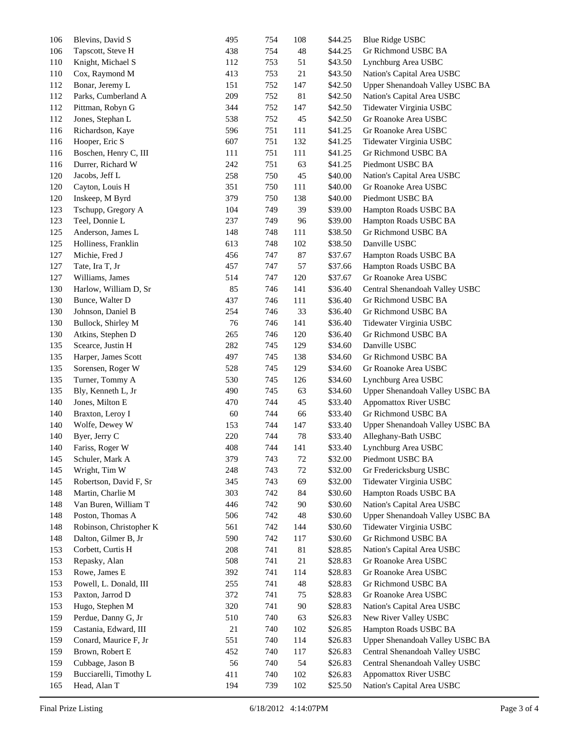| | | | | | | |
|---|---|---|---|---|---|---|
| 106 | Blevins, David S | 495 | 754 | 108 | $44.25 | Blue Ridge USBC |
| 106 | Tapscott, Steve H | 438 | 754 | 48 | $44.25 | Gr Richmond USBC BA |
| 110 | Knight, Michael S | 112 | 753 | 51 | $43.50 | Lynchburg Area USBC |
| 110 | Cox, Raymond M | 413 | 753 | 21 | $43.50 | Nation's Capital Area USBC |
| 112 | Bonar, Jeremy L | 151 | 752 | 147 | $42.50 | Upper Shenandoah Valley USBC BA |
| 112 | Parks, Cumberland A | 209 | 752 | 81 | $42.50 | Nation's Capital Area USBC |
| 112 | Pittman, Robyn G | 344 | 752 | 147 | $42.50 | Tidewater Virginia USBC |
| 112 | Jones, Stephan L | 538 | 752 | 45 | $42.50 | Gr Roanoke Area USBC |
| 116 | Richardson, Kaye | 596 | 751 | 111 | $41.25 | Gr Roanoke Area USBC |
| 116 | Hooper, Eric S | 607 | 751 | 132 | $41.25 | Tidewater Virginia USBC |
| 116 | Boschen, Henry C, III | 111 | 751 | 111 | $41.25 | Gr Richmond USBC BA |
| 116 | Durrer, Richard W | 242 | 751 | 63 | $41.25 | Piedmont USBC BA |
| 120 | Jacobs, Jeff L | 258 | 750 | 45 | $40.00 | Nation's Capital Area USBC |
| 120 | Cayton, Louis H | 351 | 750 | 111 | $40.00 | Gr Roanoke Area USBC |
| 120 | Inskeep, M Byrd | 379 | 750 | 138 | $40.00 | Piedmont USBC BA |
| 123 | Tschupp, Gregory A | 104 | 749 | 39 | $39.00 | Hampton Roads USBC BA |
| 123 | Teel, Donnie L | 237 | 749 | 96 | $39.00 | Hampton Roads USBC BA |
| 125 | Anderson, James L | 148 | 748 | 111 | $38.50 | Gr Richmond USBC BA |
| 125 | Holliness, Franklin | 613 | 748 | 102 | $38.50 | Danville USBC |
| 127 | Michie, Fred J | 456 | 747 | 87 | $37.67 | Hampton Roads USBC BA |
| 127 | Tate, Ira T, Jr | 457 | 747 | 57 | $37.66 | Hampton Roads USBC BA |
| 127 | Williams, James | 514 | 747 | 120 | $37.67 | Gr Roanoke Area USBC |
| 130 | Harlow, William D, Sr | 85 | 746 | 141 | $36.40 | Central Shenandoah Valley USBC |
| 130 | Bunce, Walter D | 437 | 746 | 111 | $36.40 | Gr Richmond USBC BA |
| 130 | Johnson, Daniel B | 254 | 746 | 33 | $36.40 | Gr Richmond USBC BA |
| 130 | Bullock, Shirley M | 76 | 746 | 141 | $36.40 | Tidewater Virginia USBC |
| 130 | Atkins, Stephen D | 265 | 746 | 120 | $36.40 | Gr Richmond USBC BA |
| 135 | Scearce, Justin H | 282 | 745 | 129 | $34.60 | Danville USBC |
| 135 | Harper, James Scott | 497 | 745 | 138 | $34.60 | Gr Richmond USBC BA |
| 135 | Sorensen, Roger W | 528 | 745 | 129 | $34.60 | Gr Roanoke Area USBC |
| 135 | Turner, Tommy A | 530 | 745 | 126 | $34.60 | Lynchburg Area USBC |
| 135 | Bly, Kenneth L, Jr | 490 | 745 | 63 | $34.60 | Upper Shenandoah Valley USBC BA |
| 140 | Jones, Milton E | 470 | 744 | 45 | $33.40 | Appomattox River USBC |
| 140 | Braxton, Leroy I | 60 | 744 | 66 | $33.40 | Gr Richmond USBC BA |
| 140 | Wolfe, Dewey W | 153 | 744 | 147 | $33.40 | Upper Shenandoah Valley USBC BA |
| 140 | Byer, Jerry C | 220 | 744 | 78 | $33.40 | Alleghany-Bath USBC |
| 140 | Fariss, Roger W | 408 | 744 | 141 | $33.40 | Lynchburg Area USBC |
| 145 | Schuler, Mark A | 379 | 743 | 72 | $32.00 | Piedmont USBC BA |
| 145 | Wright, Tim W | 248 | 743 | 72 | $32.00 | Gr Fredericksburg USBC |
| 145 | Robertson, David F, Sr | 345 | 743 | 69 | $32.00 | Tidewater Virginia USBC |
| 148 | Martin, Charlie M | 303 | 742 | 84 | $30.60 | Hampton Roads USBC BA |
| 148 | Van Buren, William T | 446 | 742 | 90 | $30.60 | Nation's Capital Area USBC |
| 148 | Poston, Thomas A | 506 | 742 | 48 | $30.60 | Upper Shenandoah Valley USBC BA |
| 148 | Robinson, Christopher K | 561 | 742 | 144 | $30.60 | Tidewater Virginia USBC |
| 148 | Dalton, Gilmer B, Jr | 590 | 742 | 117 | $30.60 | Gr Richmond USBC BA |
| 153 | Corbett, Curtis H | 208 | 741 | 81 | $28.85 | Nation's Capital Area USBC |
| 153 | Repasky, Alan | 508 | 741 | 21 | $28.83 | Gr Roanoke Area USBC |
| 153 | Rowe, James E | 392 | 741 | 114 | $28.83 | Gr Roanoke Area USBC |
| 153 | Powell, L. Donald, III | 255 | 741 | 48 | $28.83 | Gr Richmond USBC BA |
| 153 | Paxton, Jarrod D | 372 | 741 | 75 | $28.83 | Gr Roanoke Area USBC |
| 153 | Hugo, Stephen M | 320 | 741 | 90 | $28.83 | Nation's Capital Area USBC |
| 159 | Perdue, Danny G, Jr | 510 | 740 | 63 | $26.83 | New River Valley USBC |
| 159 | Castania, Edward, III | 21 | 740 | 102 | $26.85 | Hampton Roads USBC BA |
| 159 | Conard, Maurice F, Jr | 551 | 740 | 114 | $26.83 | Upper Shenandoah Valley USBC BA |
| 159 | Brown, Robert E | 452 | 740 | 117 | $26.83 | Central Shenandoah Valley USBC |
| 159 | Cubbage, Jason B | 56 | 740 | 54 | $26.83 | Central Shenandoah Valley USBC |
| 159 | Bucciarelli, Timothy L | 411 | 740 | 102 | $26.83 | Appomattox River USBC |
| 165 | Head, Alan T | 194 | 739 | 102 | $25.50 | Nation's Capital Area USBC |

Final Prize Listing 6/18/2012 4:14:07PM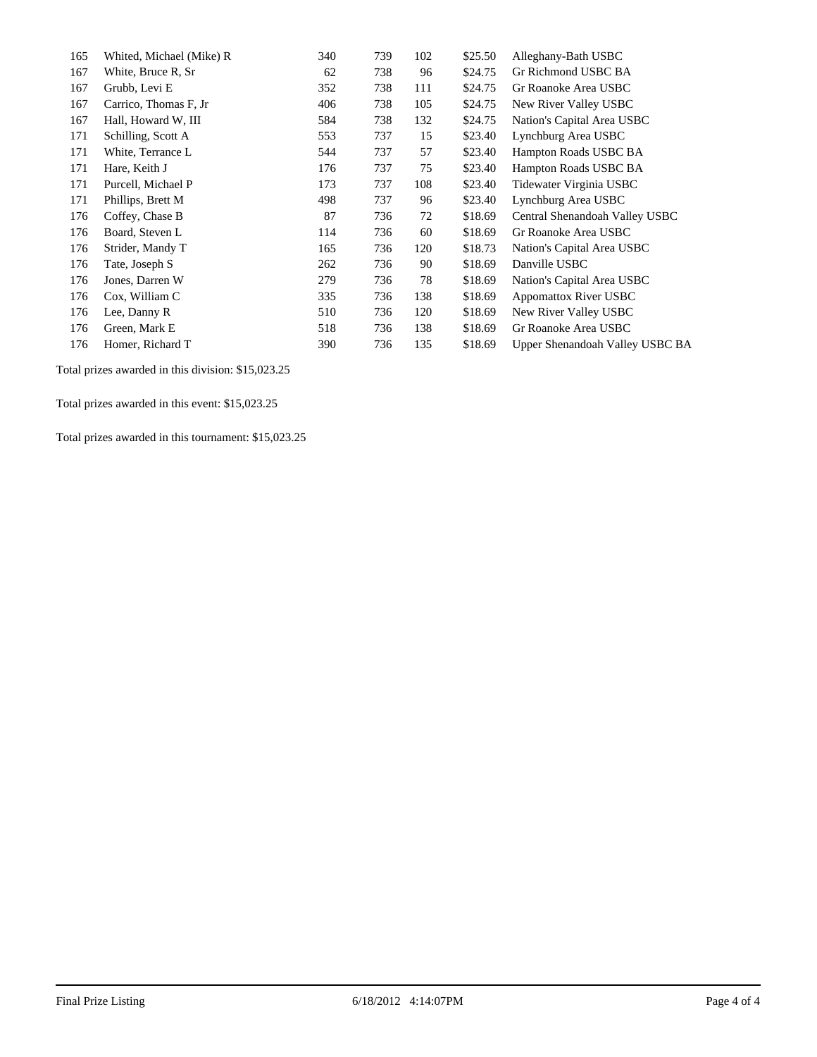| | | | | | | |
|---|---|---|---|---|---|---|
| 165 | Whited, Michael (Mike) R | 340 | 739 | 102 | $25.50 | Alleghany-Bath USBC |
| 167 | White, Bruce R, Sr | 62 | 738 | 96 | $24.75 | Gr Richmond USBC BA |
| 167 | Grubb, Levi E | 352 | 738 | 111 | $24.75 | Gr Roanoke Area USBC |
| 167 | Carrico, Thomas F, Jr | 406 | 738 | 105 | $24.75 | New River Valley USBC |
| 167 | Hall, Howard W, III | 584 | 738 | 132 | $24.75 | Nation's Capital Area USBC |
| 171 | Schilling, Scott A | 553 | 737 | 15 | $23.40 | Lynchburg Area USBC |
| 171 | White, Terrance L | 544 | 737 | 57 | $23.40 | Hampton Roads USBC BA |
| 171 | Hare, Keith J | 176 | 737 | 75 | $23.40 | Hampton Roads USBC BA |
| 171 | Purcell, Michael P | 173 | 737 | 108 | $23.40 | Tidewater Virginia USBC |
| 171 | Phillips, Brett M | 498 | 737 | 96 | $23.40 | Lynchburg Area USBC |
| 176 | Coffey, Chase B | 87 | 736 | 72 | $18.69 | Central Shenandoah Valley USBC |
| 176 | Board, Steven L | 114 | 736 | 60 | $18.69 | Gr Roanoke Area USBC |
| 176 | Strider, Mandy T | 165 | 736 | 120 | $18.73 | Nation's Capital Area USBC |
| 176 | Tate, Joseph S | 262 | 736 | 90 | $18.69 | Danville USBC |
| 176 | Jones, Darren W | 279 | 736 | 78 | $18.69 | Nation's Capital Area USBC |
| 176 | Cox, William C | 335 | 736 | 138 | $18.69 | Appomattox River USBC |
| 176 | Lee, Danny R | 510 | 736 | 120 | $18.69 | New River Valley USBC |
| 176 | Green, Mark E | 518 | 736 | 138 | $18.69 | Gr Roanoke Area USBC |
| 176 | Homer, Richard T | 390 | 736 | 135 | $18.69 | Upper Shenandoah Valley USBC BA |

Total prizes awarded in this division: $15,023.25

Total prizes awarded in this event: $15,023.25

Total prizes awarded in this tournament: $15,023.25